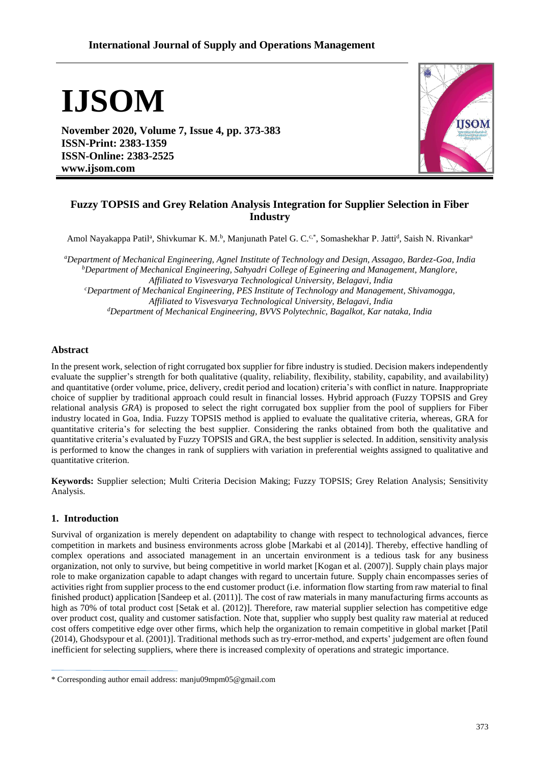# IJSOM

**November 2020, Volume 7, Issue 4, pp. 373-383**
**ISSN-Print: 2383-1359**
**ISSN-Online: 2383-2525**
**www.ijsom.com**

## Fuzzy TOPSIS and Grey Relation Analysis Integration for Supplier Selection in Fiber Industry

Amol Nayakappa Patil[a], Shivkumar K. M.[b], Manjunath Patel G. C.[c,*], Somashekhar P. Jatti[d], Saish N. Rivankar[a]

[a]*Department of Mechanical Engineering, Agnel Institute of Technology and Design, Assagao, Bardez-Goa, India*
[b]*Department of Mechanical Engineering, Sahyadri College of Egineering and Management, Manglore, Affiliated to Visvesvarya Technological University, Belagavi, India*
[c]*Department of Mechanical Engineering, PES Institute of Technology and Management, Shivamogga, Affiliated to Visvesvarya Technological University, Belagavi, India*
[d]*Department of Mechanical Engineering, BVVS Polytechnic, Bagalkot, Kar nataka, India*

### Abstract

In the present work, selection of right corrugated box supplier for fibre industry is studied. Decision makers independently evaluate the supplier's strength for both qualitative (quality, reliability, flexibility, stability, capability, and availability) and quantitative (order volume, price, delivery, credit period and location) criteria's with conflict in nature. Inappropriate choice of supplier by traditional approach could result in financial losses. Hybrid approach (Fuzzy TOPSIS and Grey relational analysis *GRA*) is proposed to select the right corrugated box supplier from the pool of suppliers for Fiber industry located in Goa, India. Fuzzy TOPSIS method is applied to evaluate the qualitative criteria, whereas, GRA for quantitative criteria's for selecting the best supplier. Considering the ranks obtained from both the qualitative and quantitative criteria's evaluated by Fuzzy TOPSIS and GRA, the best supplier is selected. In addition, sensitivity analysis is performed to know the changes in rank of suppliers with variation in preferential weights assigned to qualitative and quantitative criterion.

**Keywords:** Supplier selection; Multi Criteria Decision Making; Fuzzy TOPSIS; Grey Relation Analysis; Sensitivity Analysis.

### 1. Introduction

Survival of organization is merely dependent on adaptability to change with respect to technological advances, fierce competition in markets and business environments across globe [Markabi et al (2014)]. Thereby, effective handling of complex operations and associated management in an uncertain environment is a tedious task for any business organization, not only to survive, but being competitive in world market [Kogan et al. (2007)]. Supply chain plays major role to make organization capable to adapt changes with regard to uncertain future. Supply chain encompasses series of activities right from supplier process to the end customer product (i.e. information flow starting from raw material to final finished product) application [Sandeep et al. (2011)]. The cost of raw materials in many manufacturing firms accounts as high as 70% of total product cost [Setak et al. (2012)]. Therefore, raw material supplier selection has competitive edge over product cost, quality and customer satisfaction. Note that, supplier who supply best quality raw material at reduced cost offers competitive edge over other firms, which help the organization to remain competitive in global market [Patil (2014), Ghodsypour et al. (2001)]. Traditional methods such as try-error-method, and experts' judgement are often found inefficient for selecting suppliers, where there is increased complexity of operations and strategic importance.

\* Corresponding author email address: manju09mpm05@gmail.com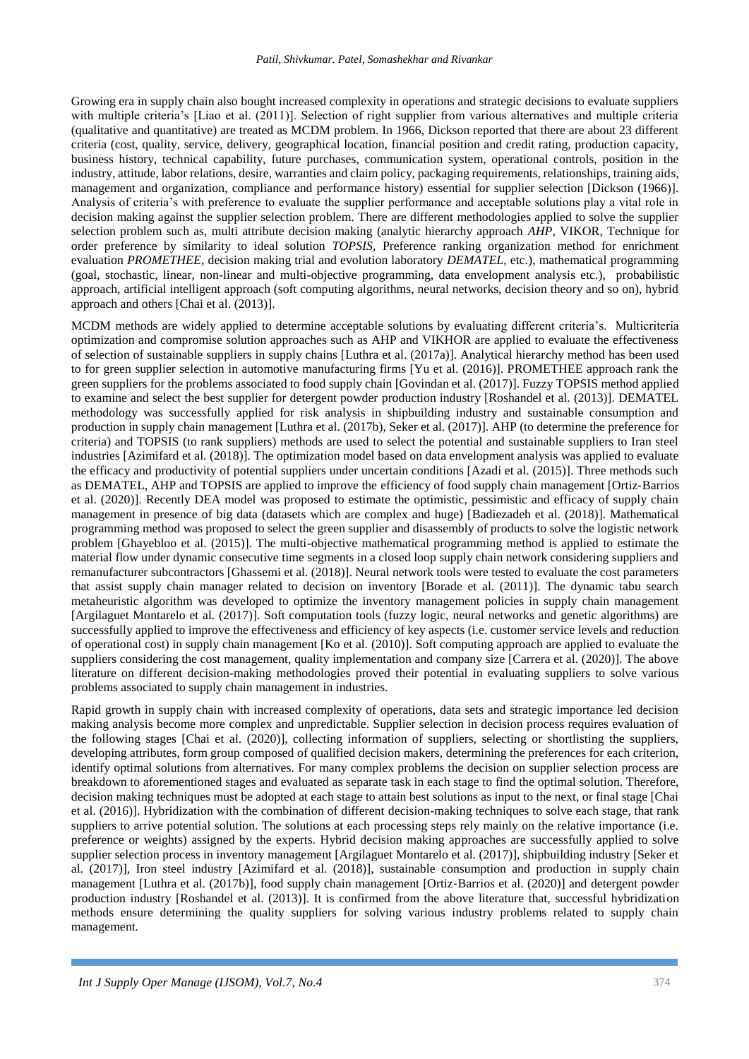Growing era in supply chain also bought increased complexity in operations and strategic decisions to evaluate suppliers with multiple criteria's [Liao et al. (2011)]. Selection of right supplier from various alternatives and multiple criteria (qualitative and quantitative) are treated as MCDM problem. In 1966, Dickson reported that there are about 23 different criteria (cost, quality, service, delivery, geographical location, financial position and credit rating, production capacity, business history, technical capability, future purchases, communication system, operational controls, position in the industry, attitude, labor relations, desire, warranties and claim policy, packaging requirements, relationships, training aids, management and organization, compliance and performance history) essential for supplier selection [Dickson (1966)]. Analysis of criteria's with preference to evaluate the supplier performance and acceptable solutions play a vital role in decision making against the supplier selection problem. There are different methodologies applied to solve the supplier selection problem such as, multi attribute decision making (analytic hierarchy approach *AHP*, VIKOR, Technique for order preference by similarity to ideal solution *TOPSIS*, Preference ranking organization method for enrichment evaluation *PROMETHEE*, decision making trial and evolution laboratory *DEMATEL*, etc.), mathematical programming (goal, stochastic, linear, non-linear and multi-objective programming, data envelopment analysis etc.), probabilistic approach, artificial intelligent approach (soft computing algorithms, neural networks, decision theory and so on), hybrid approach and others [Chai et al. (2013)].

MCDM methods are widely applied to determine acceptable solutions by evaluating different criteria's. Multicriteria optimization and compromise solution approaches such as AHP and VIKHOR are applied to evaluate the effectiveness of selection of sustainable suppliers in supply chains [Luthra et al. (2017a)]. Analytical hierarchy method has been used to for green supplier selection in automotive manufacturing firms [Yu et al. (2016)]. PROMETHEE approach rank the green suppliers for the problems associated to food supply chain [Govindan et al. (2017)]. Fuzzy TOPSIS method applied to examine and select the best supplier for detergent powder production industry [Roshandel et al. (2013)]. DEMATEL methodology was successfully applied for risk analysis in shipbuilding industry and sustainable consumption and production in supply chain management [Luthra et al. (2017b), Seker et al. (2017)]. AHP (to determine the preference for criteria) and TOPSIS (to rank suppliers) methods are used to select the potential and sustainable suppliers to Iran steel industries [Azimifard et al. (2018)]. The optimization model based on data envelopment analysis was applied to evaluate the efficacy and productivity of potential suppliers under uncertain conditions [Azadi et al. (2015)]. Three methods such as DEMATEL, AHP and TOPSIS are applied to improve the efficiency of food supply chain management [Ortiz-Barrios et al. (2020)]. Recently DEA model was proposed to estimate the optimistic, pessimistic and efficacy of supply chain management in presence of big data (datasets which are complex and huge) [Badiezadeh et al. (2018)]. Mathematical programming method was proposed to select the green supplier and disassembly of products to solve the logistic network problem [Ghayebloo et al. (2015)]. The multi-objective mathematical programming method is applied to estimate the material flow under dynamic consecutive time segments in a closed loop supply chain network considering suppliers and remanufacturer subcontractors [Ghassemi et al. (2018)]. Neural network tools were tested to evaluate the cost parameters that assist supply chain manager related to decision on inventory [Borade et al. (2011)]. The dynamic tabu search metaheuristic algorithm was developed to optimize the inventory management policies in supply chain management [Argilaguet Montarelo et al. (2017)]. Soft computation tools (fuzzy logic, neural networks and genetic algorithms) are successfully applied to improve the effectiveness and efficiency of key aspects (i.e. customer service levels and reduction of operational cost) in supply chain management [Ko et al. (2010)]. Soft computing approach are applied to evaluate the suppliers considering the cost management, quality implementation and company size [Carrera et al. (2020)]. The above literature on different decision-making methodologies proved their potential in evaluating suppliers to solve various problems associated to supply chain management in industries.

Rapid growth in supply chain with increased complexity of operations, data sets and strategic importance led decision making analysis become more complex and unpredictable. Supplier selection in decision process requires evaluation of the following stages [Chai et al. (2020)], collecting information of suppliers, selecting or shortlisting the suppliers, developing attributes, form group composed of qualified decision makers, determining the preferences for each criterion, identify optimal solutions from alternatives. For many complex problems the decision on supplier selection process are breakdown to aforementioned stages and evaluated as separate task in each stage to find the optimal solution. Therefore, decision making techniques must be adopted at each stage to attain best solutions as input to the next, or final stage [Chai et al. (2016)]. Hybridization with the combination of different decision-making techniques to solve each stage, that rank suppliers to arrive potential solution. The solutions at each processing steps rely mainly on the relative importance (i.e. preference or weights) assigned by the experts. Hybrid decision making approaches are successfully applied to solve supplier selection process in inventory management [Argilaguet Montarelo et al. (2017)], shipbuilding industry [Seker et al. (2017)], Iron steel industry [Azimifard et al. (2018)], sustainable consumption and production in supply chain management [Luthra et al. (2017b)], food supply chain management [Ortiz-Barrios et al. (2020)] and detergent powder production industry [Roshandel et al. (2013)]. It is confirmed from the above literature that, successful hybridization methods ensure determining the quality suppliers for solving various industry problems related to supply chain management.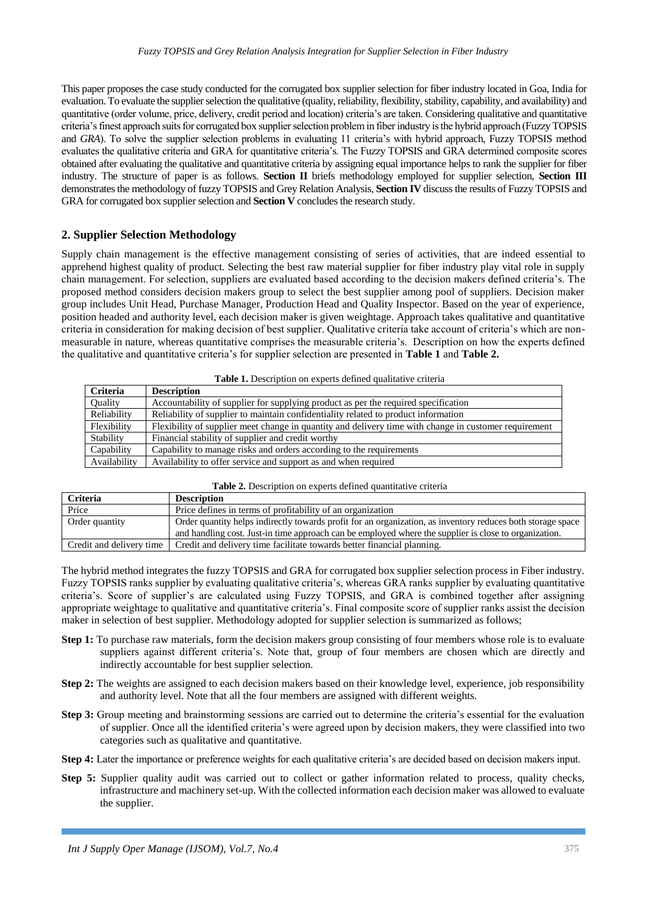This paper proposes the case study conducted for the corrugated box supplier selection for fiber industry located in Goa, India for evaluation. To evaluate the supplier selection the qualitative (quality, reliability, flexibility, stability, capability, and availability) and quantitative (order volume, price, delivery, credit period and location) criteria's are taken. Considering qualitative and quantitative criteria's finest approach suits for corrugated box supplier selection problem in fiber industry is the hybrid approach (Fuzzy TOPSIS and *GRA*). To solve the supplier selection problems in evaluating 11 criteria's with hybrid approach, Fuzzy TOPSIS method evaluates the qualitative criteria and GRA for quantitative criteria's. The Fuzzy TOPSIS and GRA determined composite scores obtained after evaluating the qualitative and quantitative criteria by assigning equal importance helps to rank the supplier for fiber industry. The structure of paper is as follows. **Section II** briefs methodology employed for supplier selection, **Section III** demonstrates the methodology of fuzzy TOPSIS and Grey Relation Analysis, **Section IV** discuss the results of Fuzzy TOPSIS and GRA for corrugated box supplier selection and **Section V** concludes the research study.

## 2. Supplier Selection Methodology

Supply chain management is the effective management consisting of series of activities, that are indeed essential to apprehend highest quality of product. Selecting the best raw material supplier for fiber industry play vital role in supply chain management. For selection, suppliers are evaluated based according to the decision makers defined criteria's. The proposed method considers decision makers group to select the best supplier among pool of suppliers. Decision maker group includes Unit Head, Purchase Manager, Production Head and Quality Inspector. Based on the year of experience, position headed and authority level, each decision maker is given weightage. Approach takes qualitative and quantitative criteria in consideration for making decision of best supplier. Qualitative criteria take account of criteria's which are non-measurable in nature, whereas quantitative comprises the measurable criteria's. Description on how the experts defined the qualitative and quantitative criteria's for supplier selection are presented in **Table 1** and **Table 2.**

**Table 1.** Description on experts defined qualitative criteria

| Criteria | Description |
|---|---|
| Quality | Accountability of supplier for supplying product as per the required specification |
| Reliability | Reliability of supplier to maintain confidentiality related to product information |
| Flexibility | Flexibility of supplier meet change in quantity and delivery time with change in customer requirement |
| Stability | Financial stability of supplier and credit worthy |
| Capability | Capability to manage risks and orders according to the requirements |
| Availability | Availability to offer service and support as and when required |

**Table 2.** Description on experts defined quantitative criteria

| Criteria | Description |
|---|---|
| Price | Price defines in terms of profitability of an organization |
| Order quantity | Order quantity helps indirectly towards profit for an organization, as inventory reduces both storage space and handling cost. Just-in time approach can be employed where the supplier is close to organization. |
| Credit and delivery time | Credit and delivery time facilitate towards better financial planning. |

The hybrid method integrates the fuzzy TOPSIS and GRA for corrugated box supplier selection process in Fiber industry. Fuzzy TOPSIS ranks supplier by evaluating qualitative criteria's, whereas GRA ranks supplier by evaluating quantitative criteria's. Score of supplier's are calculated using Fuzzy TOPSIS, and GRA is combined together after assigning appropriate weightage to qualitative and quantitative criteria's. Final composite score of supplier ranks assist the decision maker in selection of best supplier. Methodology adopted for supplier selection is summarized as follows;

**Step 1:** To purchase raw materials, form the decision makers group consisting of four members whose role is to evaluate suppliers against different criteria's. Note that, group of four members are chosen which are directly and indirectly accountable for best supplier selection.

**Step 2:** The weights are assigned to each decision makers based on their knowledge level, experience, job responsibility and authority level. Note that all the four members are assigned with different weights.

**Step 3:** Group meeting and brainstorming sessions are carried out to determine the criteria's essential for the evaluation of supplier. Once all the identified criteria's were agreed upon by decision makers, they were classified into two categories such as qualitative and quantitative.

**Step 4:** Later the importance or preference weights for each qualitative criteria's are decided based on decision makers input.

**Step 5:** Supplier quality audit was carried out to collect or gather information related to process, quality checks, infrastructure and machinery set-up. With the collected information each decision maker was allowed to evaluate the supplier.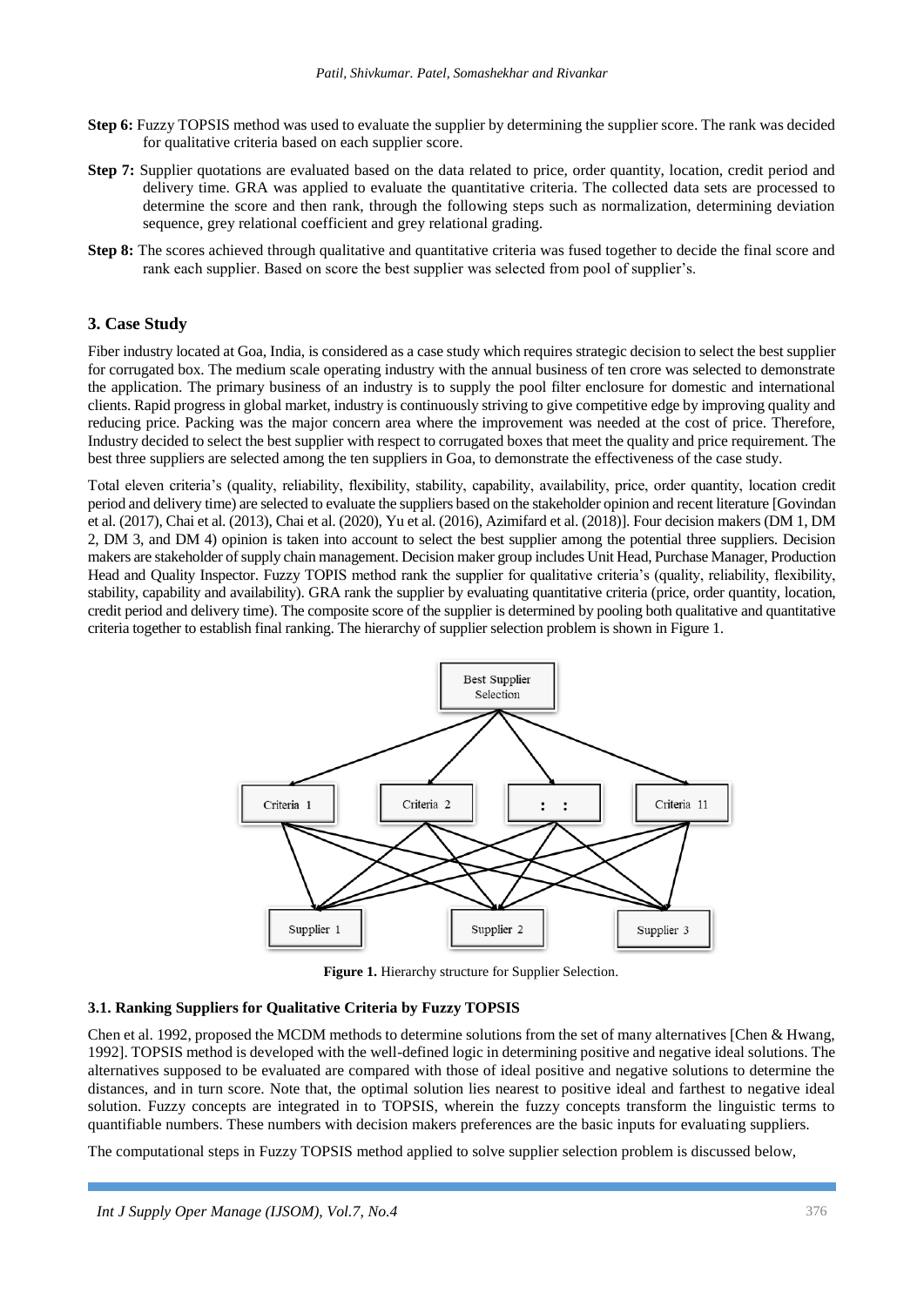**Step 6:** Fuzzy TOPSIS method was used to evaluate the supplier by determining the supplier score. The rank was decided for qualitative criteria based on each supplier score.

**Step 7:** Supplier quotations are evaluated based on the data related to price, order quantity, location, credit period and delivery time. GRA was applied to evaluate the quantitative criteria. The collected data sets are processed to determine the score and then rank, through the following steps such as normalization, determining deviation sequence, grey relational coefficient and grey relational grading.

**Step 8:** The scores achieved through qualitative and quantitative criteria was fused together to decide the final score and rank each supplier. Based on score the best supplier was selected from pool of supplier's.

## 3. Case Study

Fiber industry located at Goa, India, is considered as a case study which requires strategic decision to select the best supplier for corrugated box. The medium scale operating industry with the annual business of ten crore was selected to demonstrate the application. The primary business of an industry is to supply the pool filter enclosure for domestic and international clients. Rapid progress in global market, industry is continuously striving to give competitive edge by improving quality and reducing price. Packing was the major concern area where the improvement was needed at the cost of price. Therefore, Industry decided to select the best supplier with respect to corrugated boxes that meet the quality and price requirement. The best three suppliers are selected among the ten suppliers in Goa, to demonstrate the effectiveness of the case study.

Total eleven criteria's (quality, reliability, flexibility, stability, capability, availability, price, order quantity, location credit period and delivery time) are selected to evaluate the suppliers based on the stakeholder opinion and recent literature [Govindan et al. (2017), Chai et al. (2013), Chai et al. (2020), Yu et al. (2016), Azimifard et al. (2018)]. Four decision makers (DM 1, DM 2, DM 3, and DM 4) opinion is taken into account to select the best supplier among the potential three suppliers. Decision makers are stakeholder of supply chain management. Decision maker group includes Unit Head, Purchase Manager, Production Head and Quality Inspector. Fuzzy TOPIS method rank the supplier for qualitative criteria's (quality, reliability, flexibility, stability, capability and availability). GRA rank the supplier by evaluating quantitative criteria (price, order quantity, location, credit period and delivery time). The composite score of the supplier is determined by pooling both qualitative and quantitative criteria together to establish final ranking. The hierarchy of supplier selection problem is shown in Figure 1.

Best Supplier Selection

Criteria 1 | Criteria 2 | : : | Criteria 11

Supplier 1 | Supplier 2 | Supplier 3

**Figure 1.** Hierarchy structure for Supplier Selection.

### 3.1. Ranking Suppliers for Qualitative Criteria by Fuzzy TOPSIS

Chen et al. 1992, proposed the MCDM methods to determine solutions from the set of many alternatives [Chen & Hwang, 1992]. TOPSIS method is developed with the well-defined logic in determining positive and negative ideal solutions. The alternatives supposed to be evaluated are compared with those of ideal positive and negative solutions to determine the distances, and in turn score. Note that, the optimal solution lies nearest to positive ideal and farthest to negative ideal solution. Fuzzy concepts are integrated in to TOPSIS, wherein the fuzzy concepts transform the linguistic terms to quantifiable numbers. These numbers with decision makers preferences are the basic inputs for evaluating suppliers.

The computational steps in Fuzzy TOPSIS method applied to solve supplier selection problem is discussed below,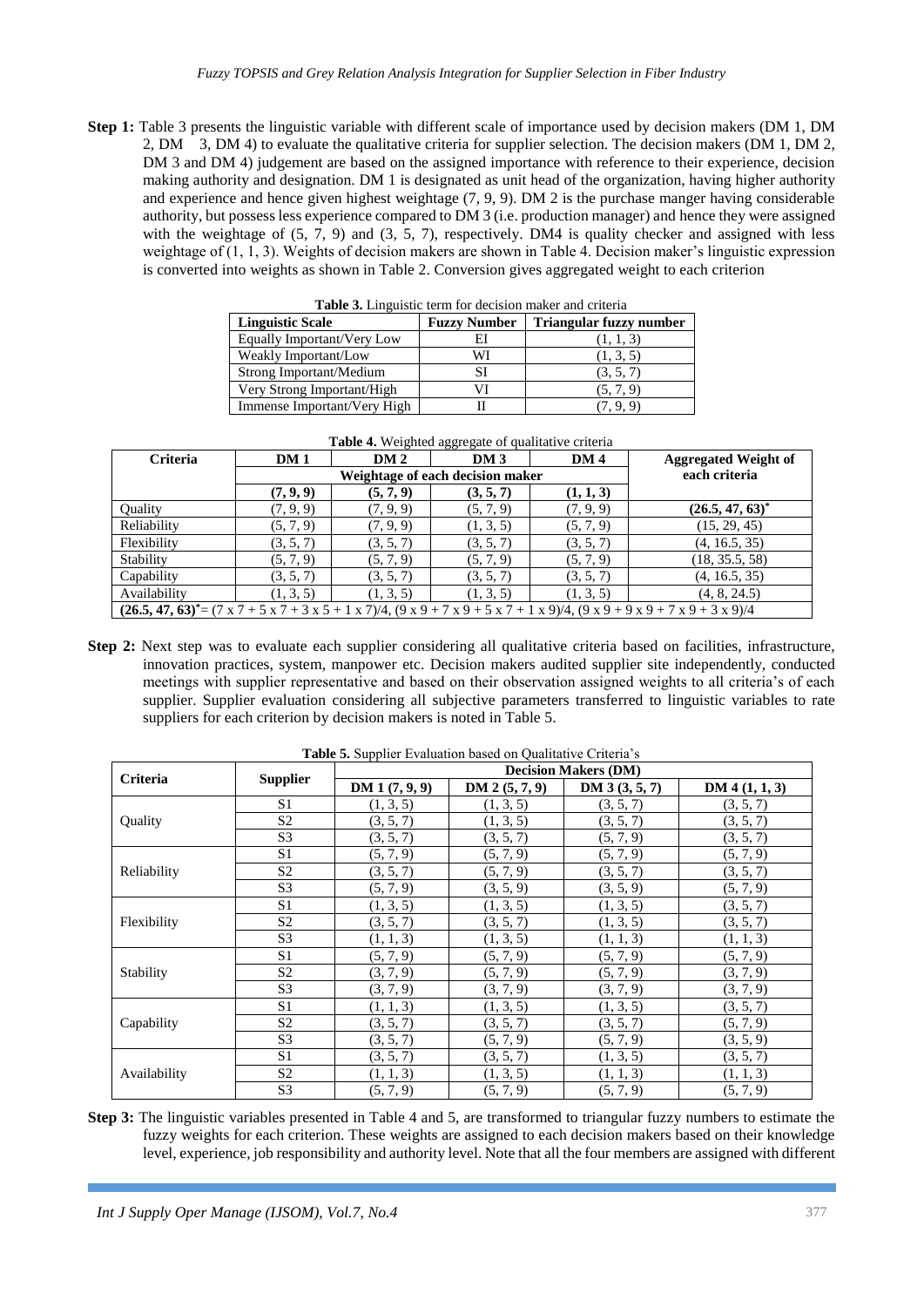**Step 1:** Table 3 presents the linguistic variable with different scale of importance used by decision makers (DM 1, DM 2, DM 3, DM 4) to evaluate the qualitative criteria for supplier selection. The decision makers (DM 1, DM 2, DM 3 and DM 4) judgement are based on the assigned importance with reference to their experience, decision making authority and designation. DM 1 is designated as unit head of the organization, having higher authority and experience and hence given highest weightage (7, 9, 9). DM 2 is the purchase manger having considerable authority, but possess less experience compared to DM 3 (i.e. production manager) and hence they were assigned with the weightage of (5, 7, 9) and (3, 5, 7), respectively. DM4 is quality checker and assigned with less weightage of (1, 1, 3). Weights of decision makers are shown in Table 4. Decision maker's linguistic expression is converted into weights as shown in Table 2. Conversion gives aggregated weight to each criterion

**Table 3.** Linguistic term for decision maker and criteria

| Linguistic Scale | Fuzzy Number | Triangular fuzzy number |
|---|---|---|
| Equally Important/Very Low | EI | (1, 1, 3) |
| Weakly Important/Low | WI | (1, 3, 5) |
| Strong Important/Medium | SI | (3, 5, 7) |
| Very Strong Important/High | VI | (5, 7, 9) |
| Immense Important/Very High | II | (7, 9, 9) |

**Table 4.** Weighted aggregate of qualitative criteria

| Criteria | DM 1 | DM 2 | DM 3 | DM 4 | Aggregated Weight of each criteria |
|---|---|---|---|---|---|
| | Weightage of each decision maker | | | | |
| | **(7, 9, 9)** | **(5, 7, 9)** | **(3, 5, 7)** | **(1, 1, 3)** | |
| Quality | (7, 9, 9) | (7, 9, 9) | (5, 7, 9) | (7, 9, 9) | **(26.5, 47, 63)*** |
| Reliability | (5, 7, 9) | (7, 9, 9) | (1, 3, 5) | (5, 7, 9) | (15, 29, 45) |
| Flexibility | (3, 5, 7) | (3, 5, 7) | (3, 5, 7) | (3, 5, 7) | (4, 16.5, 35) |
| Stability | (5, 7, 9) | (5, 7, 9) | (5, 7, 9) | (5, 7, 9) | (18, 35.5, 58) |
| Capability | (3, 5, 7) | (3, 5, 7) | (3, 5, 7) | (3, 5, 7) | (4, 16.5, 35) |
| Availability | (1, 3, 5) | (1, 3, 5) | (1, 3, 5) | (1, 3, 5) | (4, 8, 24.5) |
| **(26.5, 47, 63)*** = (7 x 7 + 5 x 7 + 3 x 5 + 1 x 7)/4, (9 x 9 + 7 x 9 + 5 x 7 + 1 x 9)/4, (9 x 9 + 9 x 9 + 7 x 9 + 3 x 9)/4 | | | | | |

**Step 2:** Next step was to evaluate each supplier considering all qualitative criteria based on facilities, infrastructure, innovation practices, system, manpower etc. Decision makers audited supplier site independently, conducted meetings with supplier representative and based on their observation assigned weights to all criteria's of each supplier. Supplier evaluation considering all subjective parameters transferred to linguistic variables to rate suppliers for each criterion by decision makers is noted in Table 5.

**Table 5.** Supplier Evaluation based on Qualitative Criteria's

| Criteria | Supplier | Decision Makers (DM) | | | |
|---|---|---|---|---|---|
| | | DM 1 (7, 9, 9) | DM 2 (5, 7, 9) | DM 3 (3, 5, 7) | DM 4 (1, 1, 3) |
| Quality | S1 | (1, 3, 5) | (1, 3, 5) | (3, 5, 7) | (3, 5, 7) |
| | S2 | (3, 5, 7) | (1, 3, 5) | (3, 5, 7) | (3, 5, 7) |
| | S3 | (3, 5, 7) | (3, 5, 7) | (5, 7, 9) | (3, 5, 7) |
| Reliability | S1 | (5, 7, 9) | (5, 7, 9) | (5, 7, 9) | (5, 7, 9) |
| | S2 | (3, 5, 7) | (5, 7, 9) | (3, 5, 7) | (3, 5, 7) |
| | S3 | (5, 7, 9) | (3, 5, 9) | (3, 5, 9) | (5, 7, 9) |
| Flexibility | S1 | (1, 3, 5) | (1, 3, 5) | (1, 3, 5) | (3, 5, 7) |
| | S2 | (3, 5, 7) | (3, 5, 7) | (1, 3, 5) | (3, 5, 7) |
| | S3 | (1, 1, 3) | (1, 3, 5) | (1, 1, 3) | (1, 1, 3) |
| Stability | S1 | (5, 7, 9) | (5, 7, 9) | (5, 7, 9) | (5, 7, 9) |
| | S2 | (3, 7, 9) | (5, 7, 9) | (5, 7, 9) | (3, 7, 9) |
| | S3 | (3, 7, 9) | (3, 7, 9) | (3, 7, 9) | (3, 7, 9) |
| Capability | S1 | (1, 1, 3) | (1, 3, 5) | (1, 3, 5) | (3, 5, 7) |
| | S2 | (3, 5, 7) | (3, 5, 7) | (3, 5, 7) | (5, 7, 9) |
| | S3 | (3, 5, 7) | (5, 7, 9) | (5, 7, 9) | (3, 5, 9) |
| Availability | S1 | (3, 5, 7) | (3, 5, 7) | (1, 3, 5) | (3, 5, 7) |
| | S2 | (1, 1, 3) | (1, 3, 5) | (1, 1, 3) | (1, 1, 3) |
| | S3 | (5, 7, 9) | (5, 7, 9) | (5, 7, 9) | (5, 7, 9) |

**Step 3:** The linguistic variables presented in Table 4 and 5, are transformed to triangular fuzzy numbers to estimate the fuzzy weights for each criterion. These weights are assigned to each decision makers based on their knowledge level, experience, job responsibility and authority level. Note that all the four members are assigned with different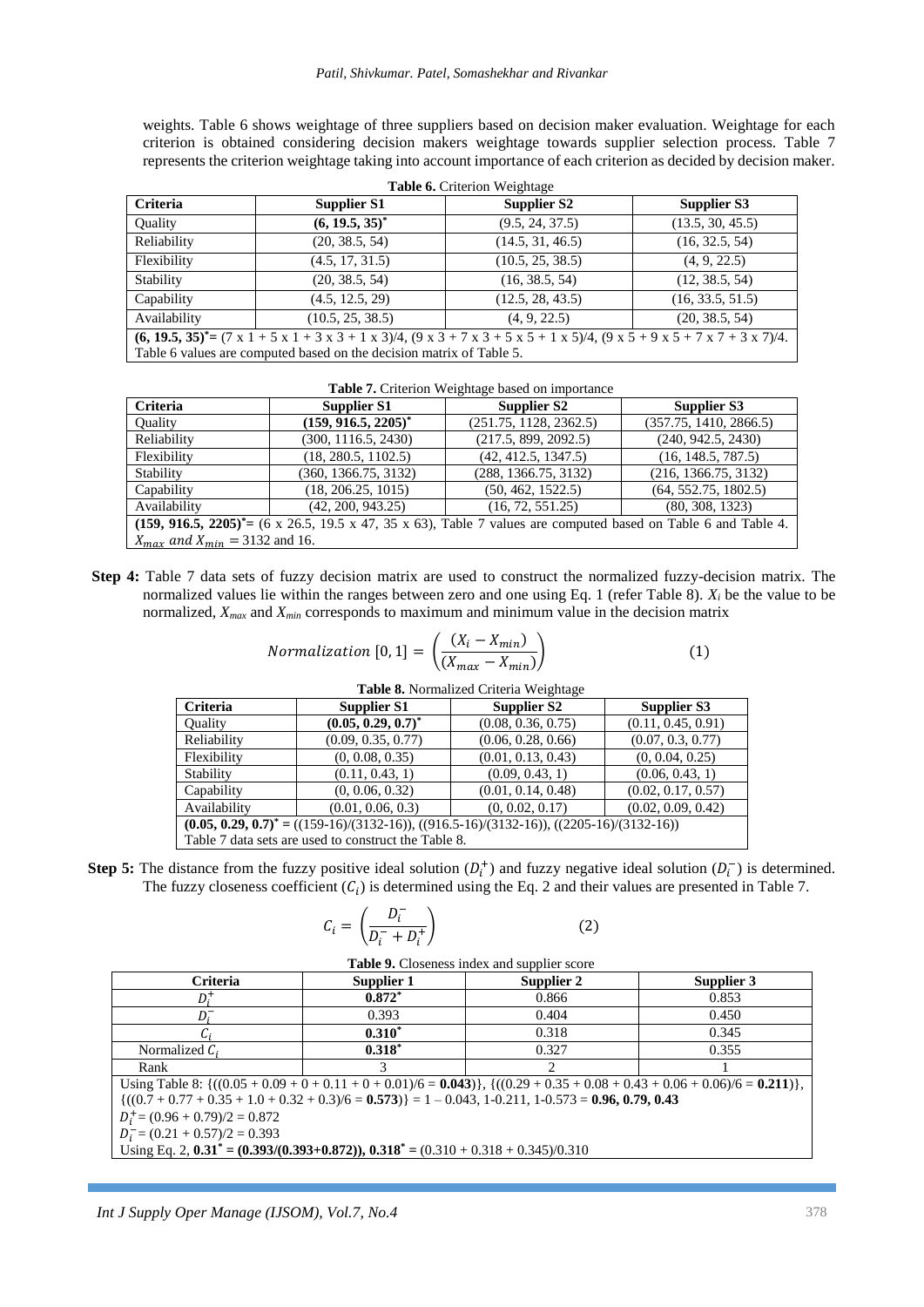weights. Table 6 shows weightage of three suppliers based on decision maker evaluation. Weightage for each criterion is obtained considering decision makers weightage towards supplier selection process. Table 7 represents the criterion weightage taking into account importance of each criterion as decided by decision maker.

**Table 6.** Criterion Weightage

| Criteria | Supplier S1 | Supplier S2 | Supplier S3 |
|---|---|---|---|
| Quality | **(6, 19.5, 35)*** | (9.5, 24, 37.5) | (13.5, 30, 45.5) |
| Reliability | (20, 38.5, 54) | (14.5, 31, 46.5) | (16, 32.5, 54) |
| Flexibility | (4.5, 17, 31.5) | (10.5, 25, 38.5) | (4, 9, 22.5) |
| Stability | (20, 38.5, 54) | (16, 38.5, 54) | (12, 38.5, 54) |
| Capability | (4.5, 12.5, 29) | (12.5, 28, 43.5) | (16, 33.5, 51.5) |
| Availability | (10.5, 25, 38.5) | (4, 9, 22.5) | (20, 38.5, 54) |
| **(6, 19.5, 35)***= (7 x 1 + 5 x 1 + 3 x 3 + 1 x 3)/4, (9 x 3 + 7 x 3 + 5 x 5 + 1 x 5)/4, (9 x 5 + 9 x 5 + 7 x 7 + 3 x 7)/4. Table 6 values are computed based on the decision matrix of Table 5. | | | |

**Table 7.** Criterion Weightage based on importance

| Criteria | Supplier S1 | Supplier S2 | Supplier S3 |
|---|---|---|---|
| Quality | **(159, 916.5, 2205)*** | (251.75, 1128, 2362.5) | (357.75, 1410, 2866.5) |
| Reliability | (300, 1116.5, 2430) | (217.5, 899, 2092.5) | (240, 942.5, 2430) |
| Flexibility | (18, 280.5, 1102.5) | (42, 412.5, 1347.5) | (16, 148.5, 787.5) |
| Stability | (360, 1366.75, 3132) | (288, 1366.75, 3132) | (216, 1366.75, 3132) |
| Capability | (18, 206.25, 1015) | (50, 462, 1522.5) | (64, 552.75, 1802.5) |
| Availability | (42, 200, 943.25) | (16, 72, 551.25) | (80, 308, 1323) |
| **(159, 916.5, 2205)***= (6 x 26.5, 19.5 x 47, 35 x 63), Table 7 values are computed based on Table 6 and Table 4. $X_{max}$ *and* $X_{min}$ = 3132 and 16. | | | |

**Step 4:** Table 7 data sets of fuzzy decision matrix are used to construct the normalized fuzzy-decision matrix. The normalized values lie within the ranges between zero and one using Eq. 1 (refer Table 8). $X_i$ be the value to be normalized, $X_{max}$ and $X_{min}$ corresponds to maximum and minimum value in the decision matrix

$$Normalization\ [0,1] = \left(\frac{(X_i - X_{min})}{(X_{max} - X_{min})}\right) \tag{1}$$

**Table 8.** Normalized Criteria Weightage

| Criteria | Supplier S1 | Supplier S2 | Supplier S3 |
|---|---|---|---|
| Quality | **(0.05, 0.29, 0.7)*** | (0.08, 0.36, 0.75) | (0.11, 0.45, 0.91) |
| Reliability | (0.09, 0.35, 0.77) | (0.06, 0.28, 0.66) | (0.07, 0.3, 0.77) |
| Flexibility | (0, 0.08, 0.35) | (0.01, 0.13, 0.43) | (0, 0.04, 0.25) |
| Stability | (0.11, 0.43, 1) | (0.09, 0.43, 1) | (0.06, 0.43, 1) |
| Capability | (0, 0.06, 0.32) | (0.01, 0.14, 0.48) | (0.02, 0.17, 0.57) |
| Availability | (0.01, 0.06, 0.3) | (0, 0.02, 0.17) | (0.02, 0.09, 0.42) |
| **(0.05, 0.29, 0.7)*** = ((159-16)/(3132-16)), ((916.5-16)/(3132-16)), ((2205-16)/(3132-16)) Table 7 data sets are used to construct the Table 8. | | | |

**Step 5:** The distance from the fuzzy positive ideal solution ($D_i^+$) and fuzzy negative ideal solution ($D_i^-$) is determined. The fuzzy closeness coefficient ($C_i$) is determined using the Eq. 2 and their values are presented in Table 7.

$$C_i = \left(\frac{D_i^-}{D_i^- + D_i^+}\right) \tag{2}$$

**Table 9.** Closeness index and supplier score

| Criteria | Supplier 1 | Supplier 2 | Supplier 3 |
|---|---|---|---|
| $D_i^+$ | **0.872*** | 0.866 | 0.853 |
| $D_i^-$ | 0.393 | 0.404 | 0.450 |
| $C_i$ | **0.310*** | 0.318 | 0.345 |
| Normalized $C_i$ | **0.318*** | 0.327 | 0.355 |
| Rank | 3 | 2 | 1 |
| Using Table 8: {(((0.05 + 0.09 + 0 + 0.11 + 0 + 0.01)/6 = **0.043**)}, {((0.29 + 0.35 + 0.08 + 0.43 + 0.06 + 0.06)/6 = **0.211**)}, {((0.7 + 0.77 + 0.35 + 1.0 + 0.32 + 0.3)/6 = **0.573**)} = 1 – 0.043, 1-0.211, 1-0.573 = **0.96, 0.79, 0.43** $D_i^+$= (0.96 + 0.79)/2 = 0.872 $D_i^-$= (0.21 + 0.57)/2 = 0.393 Using Eq. 2, **0.31* = (0.393/(0.393+0.872)), 0.318* =** (0.310 + 0.318 + 0.345)/0.310 | | | |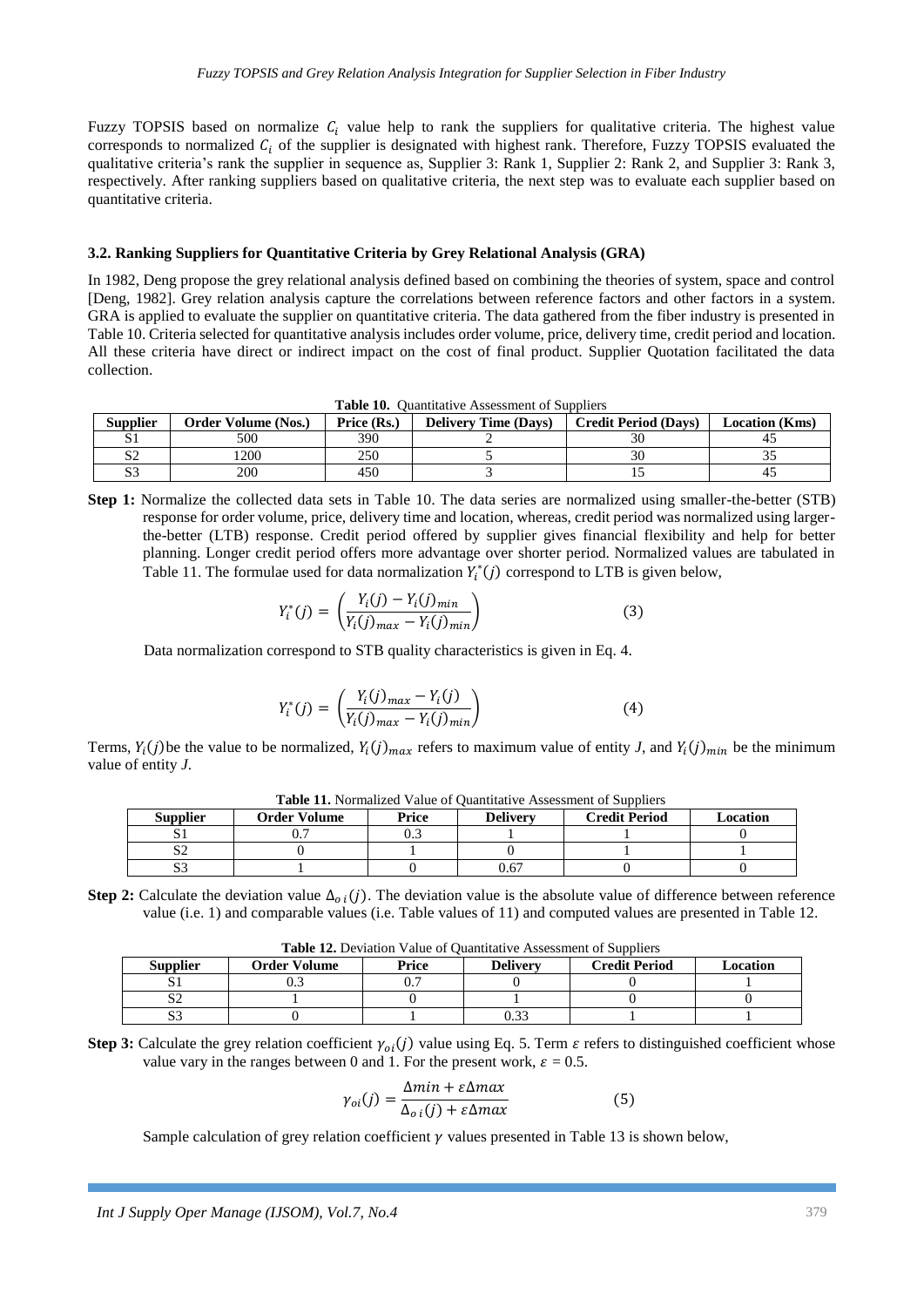Fuzzy TOPSIS based on normalize $C_i$ value help to rank the suppliers for qualitative criteria. The highest value corresponds to normalized $C_i$ of the supplier is designated with highest rank. Therefore, Fuzzy TOPSIS evaluated the qualitative criteria's rank the supplier in sequence as, Supplier 3: Rank 1, Supplier 2: Rank 2, and Supplier 3: Rank 3, respectively. After ranking suppliers based on qualitative criteria, the next step was to evaluate each supplier based on quantitative criteria.

### 3.2. Ranking Suppliers for Quantitative Criteria by Grey Relational Analysis (GRA)

In 1982, Deng propose the grey relational analysis defined based on combining the theories of system, space and control [Deng, 1982]. Grey relation analysis capture the correlations between reference factors and other factors in a system. GRA is applied to evaluate the supplier on quantitative criteria. The data gathered from the fiber industry is presented in Table 10. Criteria selected for quantitative analysis includes order volume, price, delivery time, credit period and location. All these criteria have direct or indirect impact on the cost of final product. Supplier Quotation facilitated the data collection.

**Table 10.** Quantitative Assessment of Suppliers

| Supplier | Order Volume (Nos.) | Price (Rs.) | Delivery Time (Days) | Credit Period (Days) | Location (Kms) |
|---|---|---|---|---|---|
| S1 | 500 | 390 | 2 | 30 | 45 |
| S2 | 1200 | 250 | 5 | 30 | 35 |
| S3 | 200 | 450 | 3 | 15 | 45 |

**Step 1:** Normalize the collected data sets in Table 10. The data series are normalized using smaller-the-better (STB) response for order volume, price, delivery time and location, whereas, credit period was normalized using larger-the-better (LTB) response. Credit period offered by supplier gives financial flexibility and help for better planning. Longer credit period offers more advantage over shorter period. Normalized values are tabulated in Table 11. The formulae used for data normalization $Y_i^*(j)$ correspond to LTB is given below,

$$Y_i^*(j) = \left(\frac{Y_i(j) - Y_i(j)_{min}}{Y_i(j)_{max} - Y_i(j)_{min}}\right) \qquad (3)$$

Data normalization correspond to STB quality characteristics is given in Eq. 4.

$$Y_i^*(j) = \left(\frac{Y_i(j)_{max} - Y_i(j)}{Y_i(j)_{max} - Y_i(j)_{min}}\right) \qquad (4)$$

Terms, $Y_i(j)$ be the value to be normalized, $Y_i(j)_{max}$ refers to maximum value of entity *J*, and $Y_i(j)_{min}$ be the minimum value of entity *J*.

**Table 11.** Normalized Value of Quantitative Assessment of Suppliers

| Supplier | Order Volume | Price | Delivery | Credit Period | Location |
|---|---|---|---|---|---|
| S1 | 0.7 | 0.3 | 1 | 1 | 0 |
| S2 | 0 | 1 | 0 | 1 | 1 |
| S3 | 1 | 0 | 0.67 | 0 | 0 |

**Step 2:** Calculate the deviation value $\Delta_{o\,i}(j)$. The deviation value is the absolute value of difference between reference value (i.e. 1) and comparable values (i.e. Table values of 11) and computed values are presented in Table 12.

**Table 12.** Deviation Value of Quantitative Assessment of Suppliers

| Supplier | Order Volume | Price | Delivery | Credit Period | Location |
|---|---|---|---|---|---|
| S1 | 0.3 | 0.7 | 0 | 0 | 1 |
| S2 | 1 | 0 | 1 | 0 | 0 |
| S3 | 0 | 1 | 0.33 | 1 | 1 |

**Step 3:** Calculate the grey relation coefficient $\gamma_{oi}(j)$ value using Eq. 5. Term $\varepsilon$ refers to distinguished coefficient whose value vary in the ranges between 0 and 1. For the present work, $\varepsilon$ = 0.5.

$$\gamma_{oi}(j) = \frac{\Delta min + \varepsilon \Delta max}{\Delta_{o\,i}(j) + \varepsilon \Delta max} \qquad (5)$$

Sample calculation of grey relation coefficient $\gamma$ values presented in Table 13 is shown below,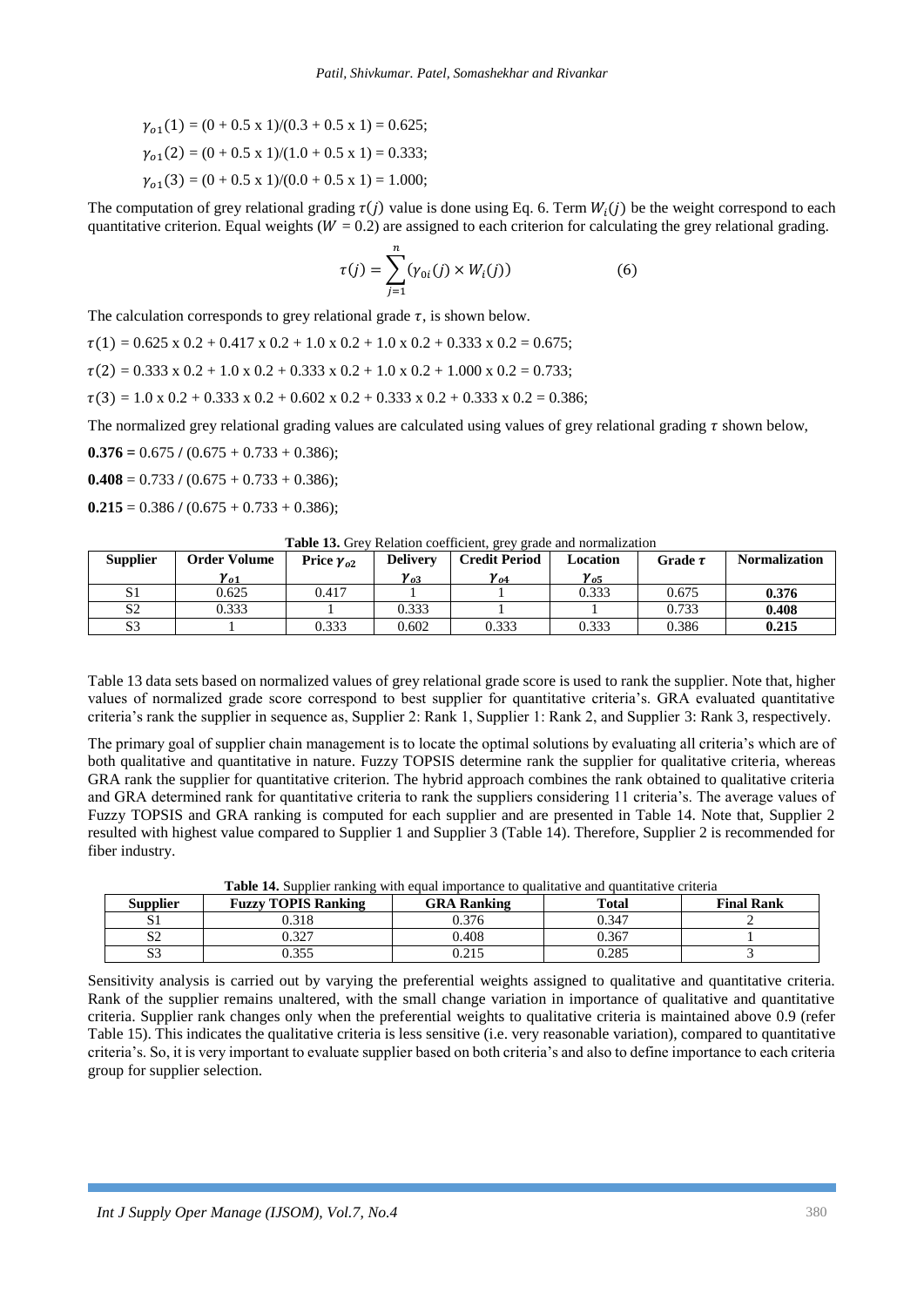$\gamma_{o1}(1)$ = (0 + 0.5 x 1)/(0.3 + 0.5 x 1) = 0.625;

$\gamma_{o1}(2)$ = (0 + 0.5 x 1)/(1.0 + 0.5 x 1) = 0.333;

$\gamma_{o1}(3)$ = (0 + 0.5 x 1)/(0.0 + 0.5 x 1) = 1.000;

The computation of grey relational grading $\tau(j)$ value is done using Eq. 6. Term $W_i(j)$ be the weight correspond to each quantitative criterion. Equal weights ($W = 0.2$) are assigned to each criterion for calculating the grey relational grading.

$$\tau(j) = \sum_{j=1}^{n} (\gamma_{0i}(j) \times W_i(j)) \tag{6}$$

The calculation corresponds to grey relational grade $\tau$, is shown below.

$\tau(1)$ = 0.625 x 0.2 + 0.417 x 0.2 + 1.0 x 0.2 + 1.0 x 0.2 + 0.333 x 0.2 = 0.675;

$\tau(2)$ = 0.333 x 0.2 + 1.0 x 0.2 + 0.333 x 0.2 + 1.0 x 0.2 + 1.000 x 0.2 = 0.733;

$\tau(3)$ = 1.0 x 0.2 + 0.333 x 0.2 + 0.602 x 0.2 + 0.333 x 0.2 + 0.333 x 0.2 = 0.386;

The normalized grey relational grading values are calculated using values of grey relational grading $\tau$ shown below,

**0.376 =** 0.675 / (0.675 + 0.733 + 0.386);

**0.408** = 0.733 / (0.675 + 0.733 + 0.386);

**0.215** = 0.386 / (0.675 + 0.733 + 0.386);

**Table 13.** Grey Relation coefficient, grey grade and normalization

| Supplier | Order Volume $\gamma_{o1}$ | Price $\gamma_{o2}$ | Delivery $\gamma_{o3}$ | Credit Period $\gamma_{o4}$ | Location $\gamma_{o5}$ | Grade $\tau$ | Normalization |
|---|---|---|---|---|---|---|---|
| S1 | 0.625 | 0.417 | 1 | 1 | 0.333 | 0.675 | **0.376** |
| S2 | 0.333 | 1 | 0.333 | 1 | 1 | 0.733 | **0.408** |
| S3 | 1 | 0.333 | 0.602 | 0.333 | 0.333 | 0.386 | **0.215** |

Table 13 data sets based on normalized values of grey relational grade score is used to rank the supplier. Note that, higher values of normalized grade score correspond to best supplier for quantitative criteria's. GRA evaluated quantitative criteria's rank the supplier in sequence as, Supplier 2: Rank 1, Supplier 1: Rank 2, and Supplier 3: Rank 3, respectively.

The primary goal of supplier chain management is to locate the optimal solutions by evaluating all criteria's which are of both qualitative and quantitative in nature. Fuzzy TOPSIS determine rank the supplier for qualitative criteria, whereas GRA rank the supplier for quantitative criterion. The hybrid approach combines the rank obtained to qualitative criteria and GRA determined rank for quantitative criteria to rank the suppliers considering 11 criteria's. The average values of Fuzzy TOPSIS and GRA ranking is computed for each supplier and are presented in Table 14. Note that, Supplier 2 resulted with highest value compared to Supplier 1 and Supplier 3 (Table 14). Therefore, Supplier 2 is recommended for fiber industry.

**Table 14.** Supplier ranking with equal importance to qualitative and quantitative criteria

| Supplier | Fuzzy TOPIS Ranking | GRA Ranking | Total | Final Rank |
|---|---|---|---|---|
| S1 | 0.318 | 0.376 | 0.347 | 2 |
| S2 | 0.327 | 0.408 | 0.367 | 1 |
| S3 | 0.355 | 0.215 | 0.285 | 3 |

Sensitivity analysis is carried out by varying the preferential weights assigned to qualitative and quantitative criteria. Rank of the supplier remains unaltered, with the small change variation in importance of qualitative and quantitative criteria. Supplier rank changes only when the preferential weights to qualitative criteria is maintained above 0.9 (refer Table 15). This indicates the qualitative criteria is less sensitive (i.e. very reasonable variation), compared to quantitative criteria's. So, it is very important to evaluate supplier based on both criteria's and also to define importance to each criteria group for supplier selection.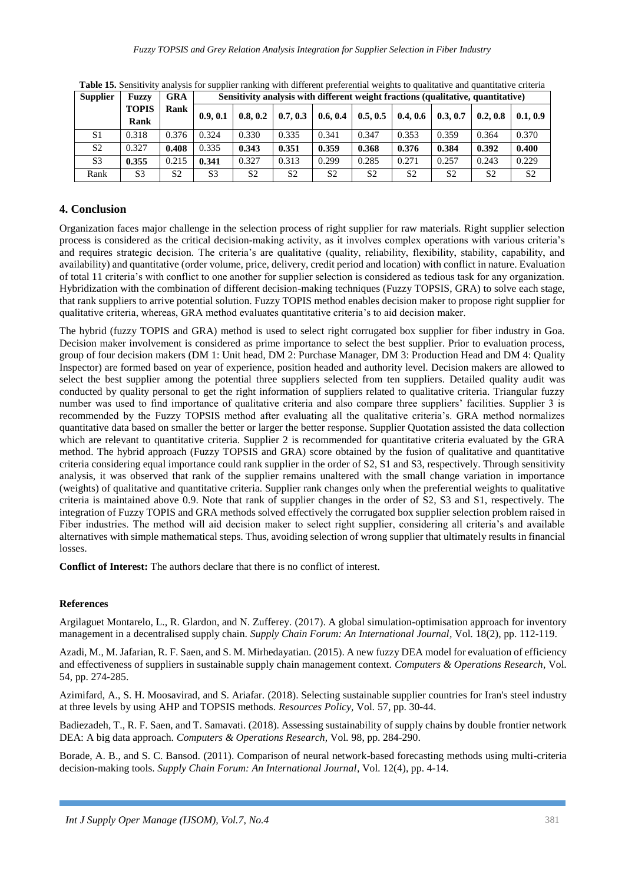**Table 15.** Sensitivity analysis for supplier ranking with different preferential weights to qualitative and quantitative criteria

| Supplier | Fuzzy TOPIS Rank | GRA Rank | Sensitivity analysis with different weight fractions (qualitative, quantitative) | | | | | | | | |
|---|---|---|---|---|---|---|---|---|---|---|---|
| | | | 0.9, 0.1 | 0.8, 0.2 | 0.7, 0.3 | 0.6, 0.4 | 0.5, 0.5 | 0.4, 0.6 | 0.3, 0.7 | 0.2, 0.8 | 0.1, 0.9 |
| S1 | 0.318 | 0.376 | 0.324 | 0.330 | 0.335 | 0.341 | 0.347 | 0.353 | 0.359 | 0.364 | 0.370 |
| S2 | 0.327 | **0.408** | 0.335 | **0.343** | **0.351** | **0.359** | **0.368** | **0.376** | **0.384** | **0.392** | **0.400** |
| S3 | **0.355** | 0.215 | **0.341** | 0.327 | 0.313 | 0.299 | 0.285 | 0.271 | 0.257 | 0.243 | 0.229 |
| Rank | S3 | S2 | S3 | S2 | S2 | S2 | S2 | S2 | S2 | S2 | S2 |

## 4. Conclusion

Organization faces major challenge in the selection process of right supplier for raw materials. Right supplier selection process is considered as the critical decision-making activity, as it involves complex operations with various criteria's and requires strategic decision. The criteria's are qualitative (quality, reliability, flexibility, stability, capability, and availability) and quantitative (order volume, price, delivery, credit period and location) with conflict in nature. Evaluation of total 11 criteria's with conflict to one another for supplier selection is considered as tedious task for any organization. Hybridization with the combination of different decision-making techniques (Fuzzy TOPSIS, GRA) to solve each stage, that rank suppliers to arrive potential solution. Fuzzy TOPIS method enables decision maker to propose right supplier for qualitative criteria, whereas, GRA method evaluates quantitative criteria's to aid decision maker.

The hybrid (fuzzy TOPIS and GRA) method is used to select right corrugated box supplier for fiber industry in Goa. Decision maker involvement is considered as prime importance to select the best supplier. Prior to evaluation process, group of four decision makers (DM 1: Unit head, DM 2: Purchase Manager, DM 3: Production Head and DM 4: Quality Inspector) are formed based on year of experience, position headed and authority level. Decision makers are allowed to select the best supplier among the potential three suppliers selected from ten suppliers. Detailed quality audit was conducted by quality personal to get the right information of suppliers related to qualitative criteria. Triangular fuzzy number was used to find importance of qualitative criteria and also compare three suppliers' facilities. Supplier 3 is recommended by the Fuzzy TOPSIS method after evaluating all the qualitative criteria's. GRA method normalizes quantitative data based on smaller the better or larger the better response. Supplier Quotation assisted the data collection which are relevant to quantitative criteria. Supplier 2 is recommended for quantitative criteria evaluated by the GRA method. The hybrid approach (Fuzzy TOPSIS and GRA) score obtained by the fusion of qualitative and quantitative criteria considering equal importance could rank supplier in the order of S2, S1 and S3, respectively. Through sensitivity analysis, it was observed that rank of the supplier remains unaltered with the small change variation in importance (weights) of qualitative and quantitative criteria. Supplier rank changes only when the preferential weights to qualitative criteria is maintained above 0.9. Note that rank of supplier changes in the order of S2, S3 and S1, respectively. The integration of Fuzzy TOPIS and GRA methods solved effectively the corrugated box supplier selection problem raised in Fiber industries. The method will aid decision maker to select right supplier, considering all criteria's and available alternatives with simple mathematical steps. Thus, avoiding selection of wrong supplier that ultimately results in financial losses.

**Conflict of Interest:** The authors declare that there is no conflict of interest.

**References**

Argilaguet Montarelo, L., R. Glardon, and N. Zufferey. (2017). A global simulation-optimisation approach for inventory management in a decentralised supply chain. *Supply Chain Forum: An International Journal*, Vol. 18(2), pp. 112-119.

Azadi, M., M. Jafarian, R. F. Saen, and S. M. Mirhedayatian. (2015). A new fuzzy DEA model for evaluation of efficiency and effectiveness of suppliers in sustainable supply chain management context. *Computers & Operations Research*, Vol. 54, pp. 274-285.

Azimifard, A., S. H. Moosavirad, and S. Ariafar. (2018). Selecting sustainable supplier countries for Iran's steel industry at three levels by using AHP and TOPSIS methods. *Resources Policy*, Vol. 57, pp. 30-44.

Badiezadeh, T., R. F. Saen, and T. Samavati. (2018). Assessing sustainability of supply chains by double frontier network DEA: A big data approach. *Computers & Operations Research*, Vol. 98, pp. 284-290.

Borade, A. B., and S. C. Bansod. (2011). Comparison of neural network-based forecasting methods using multi-criteria decision-making tools. *Supply Chain Forum: An International Journal*, Vol. 12(4), pp. 4-14.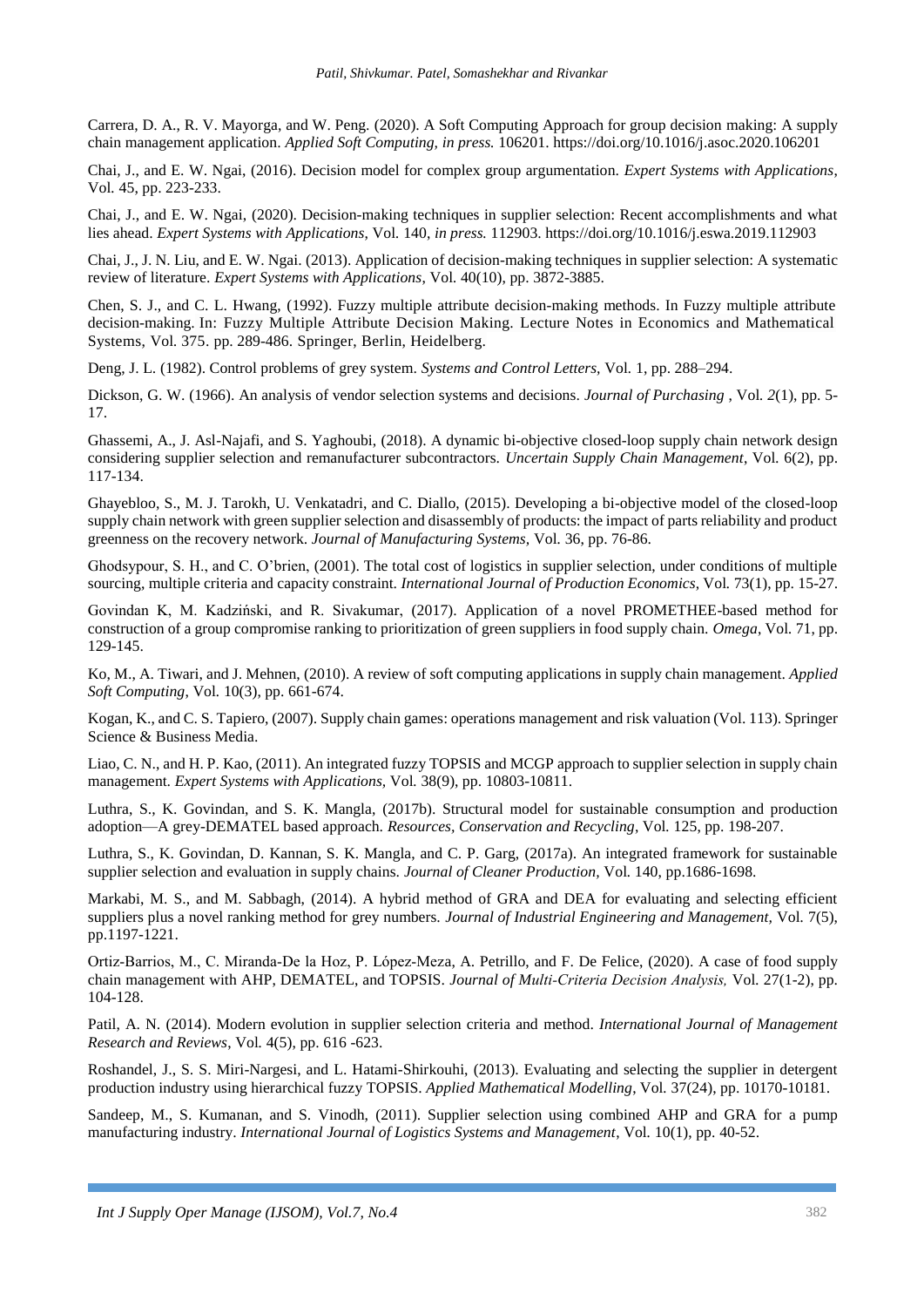Carrera, D. A., R. V. Mayorga, and W. Peng. (2020). A Soft Computing Approach for group decision making: A supply chain management application. *Applied Soft Computing, in press.* 106201. https://doi.org/10.1016/j.asoc.2020.106201

Chai, J., and E. W. Ngai, (2016). Decision model for complex group argumentation. *Expert Systems with Applications*, Vol. 45, pp. 223-233.

Chai, J., and E. W. Ngai, (2020). Decision-making techniques in supplier selection: Recent accomplishments and what lies ahead. *Expert Systems with Applications*, Vol. 140, *in press.* 112903. https://doi.org/10.1016/j.eswa.2019.112903

Chai, J., J. N. Liu, and E. W. Ngai. (2013). Application of decision-making techniques in supplier selection: A systematic review of literature. *Expert Systems with Applications*, Vol. 40(10), pp. 3872-3885.

Chen, S. J., and C. L. Hwang, (1992). Fuzzy multiple attribute decision-making methods. In Fuzzy multiple attribute decision-making. In: Fuzzy Multiple Attribute Decision Making. Lecture Notes in Economics and Mathematical Systems, Vol. 375. pp. 289-486. Springer, Berlin, Heidelberg.

Deng, J. L. (1982). Control problems of grey system. *Systems and Control Letters,* Vol. 1, pp. 288–294.

Dickson, G. W. (1966). An analysis of vendor selection systems and decisions. *Journal of Purchasing* , Vol. *2*(1), pp. 5-17.

Ghassemi, A., J. Asl-Najafi, and S. Yaghoubi, (2018). A dynamic bi-objective closed-loop supply chain network design considering supplier selection and remanufacturer subcontractors. *Uncertain Supply Chain Management*, Vol. 6(2), pp. 117-134.

Ghayebloo, S., M. J. Tarokh, U. Venkatadri, and C. Diallo, (2015). Developing a bi-objective model of the closed-loop supply chain network with green supplier selection and disassembly of products: the impact of parts reliability and product greenness on the recovery network. *Journal of Manufacturing Systems,* Vol. 36, pp. 76-86.

Ghodsypour, S. H., and C. O'brien, (2001). The total cost of logistics in supplier selection, under conditions of multiple sourcing, multiple criteria and capacity constraint. *International Journal of Production Economics*, Vol. 73(1), pp. 15-27.

Govindan K, M. Kadziński, and R. Sivakumar, (2017). Application of a novel PROMETHEE-based method for construction of a group compromise ranking to prioritization of green suppliers in food supply chain. *Omega*, Vol. 71, pp. 129-145.

Ko, M., A. Tiwari, and J. Mehnen, (2010). A review of soft computing applications in supply chain management. *Applied Soft Computing*, Vol. 10(3), pp. 661-674.

Kogan, K., and C. S. Tapiero, (2007). Supply chain games: operations management and risk valuation (Vol. 113). Springer Science & Business Media.

Liao, C. N., and H. P. Kao, (2011). An integrated fuzzy TOPSIS and MCGP approach to supplier selection in supply chain management. *Expert Systems with Applications,* Vol. 38(9), pp. 10803-10811.

Luthra, S., K. Govindan, and S. K. Mangla, (2017b). Structural model for sustainable consumption and production adoption—A grey-DEMATEL based approach. *Resources, Conservation and Recycling*, Vol. 125, pp. 198-207.

Luthra, S., K. Govindan, D. Kannan, S. K. Mangla, and C. P. Garg, (2017a). An integrated framework for sustainable supplier selection and evaluation in supply chains. *Journal of Cleaner Production*, Vol. 140, pp.1686-1698.

Markabi, M. S., and M. Sabbagh, (2014). A hybrid method of GRA and DEA for evaluating and selecting efficient suppliers plus a novel ranking method for grey numbers. *Journal of Industrial Engineering and Management*, Vol. 7(5), pp.1197-1221.

Ortiz-Barrios, M., C. Miranda-De la Hoz, P. López-Meza, A. Petrillo, and F. De Felice, (2020). A case of food supply chain management with AHP, DEMATEL, and TOPSIS. *Journal of Multi-Criteria Decision Analysis,* Vol. 27(1-2), pp. 104-128.

Patil, A. N. (2014). Modern evolution in supplier selection criteria and method. *International Journal of Management Research and Reviews*, Vol. 4(5), pp. 616 -623.

Roshandel, J., S. S. Miri-Nargesi, and L. Hatami-Shirkouhi, (2013). Evaluating and selecting the supplier in detergent production industry using hierarchical fuzzy TOPSIS. *Applied Mathematical Modelling*, Vol. 37(24), pp. 10170-10181.

Sandeep, M., S. Kumanan, and S. Vinodh, (2011). Supplier selection using combined AHP and GRA for a pump manufacturing industry. *International Journal of Logistics Systems and Management*, Vol. 10(1), pp. 40-52.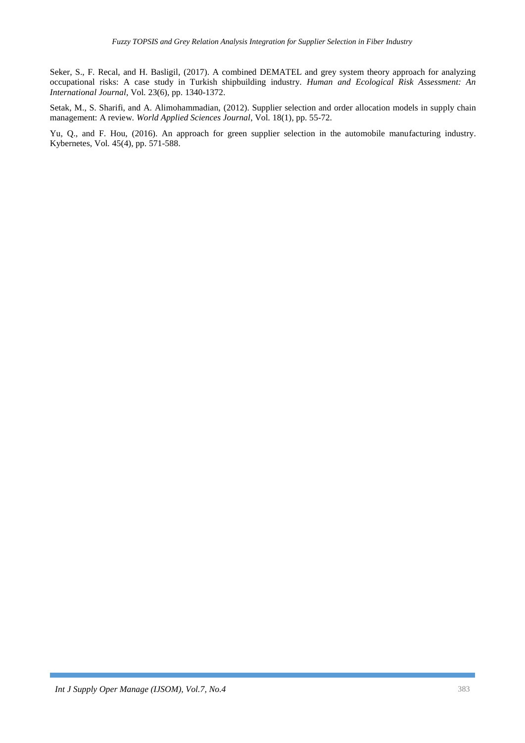Seker, S., F. Recal, and H. Basligil, (2017). A combined DEMATEL and grey system theory approach for analyzing occupational risks: A case study in Turkish shipbuilding industry. *Human and Ecological Risk Assessment: An International Journal*, Vol. 23(6), pp. 1340-1372.

Setak, M., S. Sharifi, and A. Alimohammadian, (2012). Supplier selection and order allocation models in supply chain management: A review. *World Applied Sciences Journal*, Vol. 18(1), pp. 55-72.

Yu, Q., and F. Hou, (2016). An approach for green supplier selection in the automobile manufacturing industry. Kybernetes, Vol. 45(4), pp. 571-588.